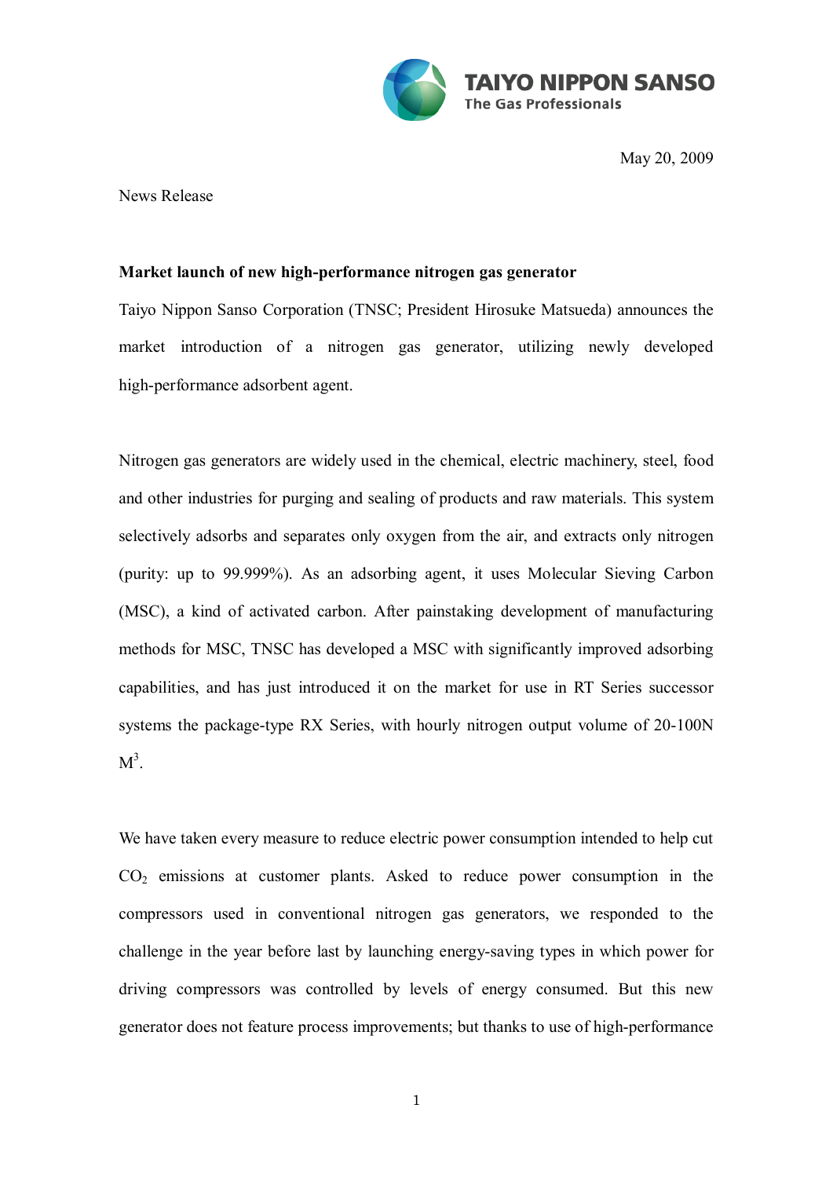TAIYO NIPPON SANSO
The Gas Professionals

May 20, 2009

News Release

**Market launch of new high-performance nitrogen gas generator**

Taiyo Nippon Sanso Corporation (TNSC; President Hirosuke Matsueda) announces the market introduction of a nitrogen gas generator, utilizing newly developed high-performance adsorbent agent.

Nitrogen gas generators are widely used in the chemical, electric machinery, steel, food and other industries for purging and sealing of products and raw materials. This system selectively adsorbs and separates only oxygen from the air, and extracts only nitrogen (purity: up to 99.999%). As an adsorbing agent, it uses Molecular Sieving Carbon (MSC), a kind of activated carbon. After painstaking development of manufacturing methods for MSC, TNSC has developed a MSC with significantly improved adsorbing capabilities, and has just introduced it on the market for use in RT Series successor systems the package-type RX Series, with hourly nitrogen output volume of 20-100N $M^3$.

We have taken every measure to reduce electric power consumption intended to help cut $CO_2$ emissions at customer plants. Asked to reduce power consumption in the compressors used in conventional nitrogen gas generators, we responded to the challenge in the year before last by launching energy-saving types in which power for driving compressors was controlled by levels of energy consumed. But this new generator does not feature process improvements; but thanks to use of high-performance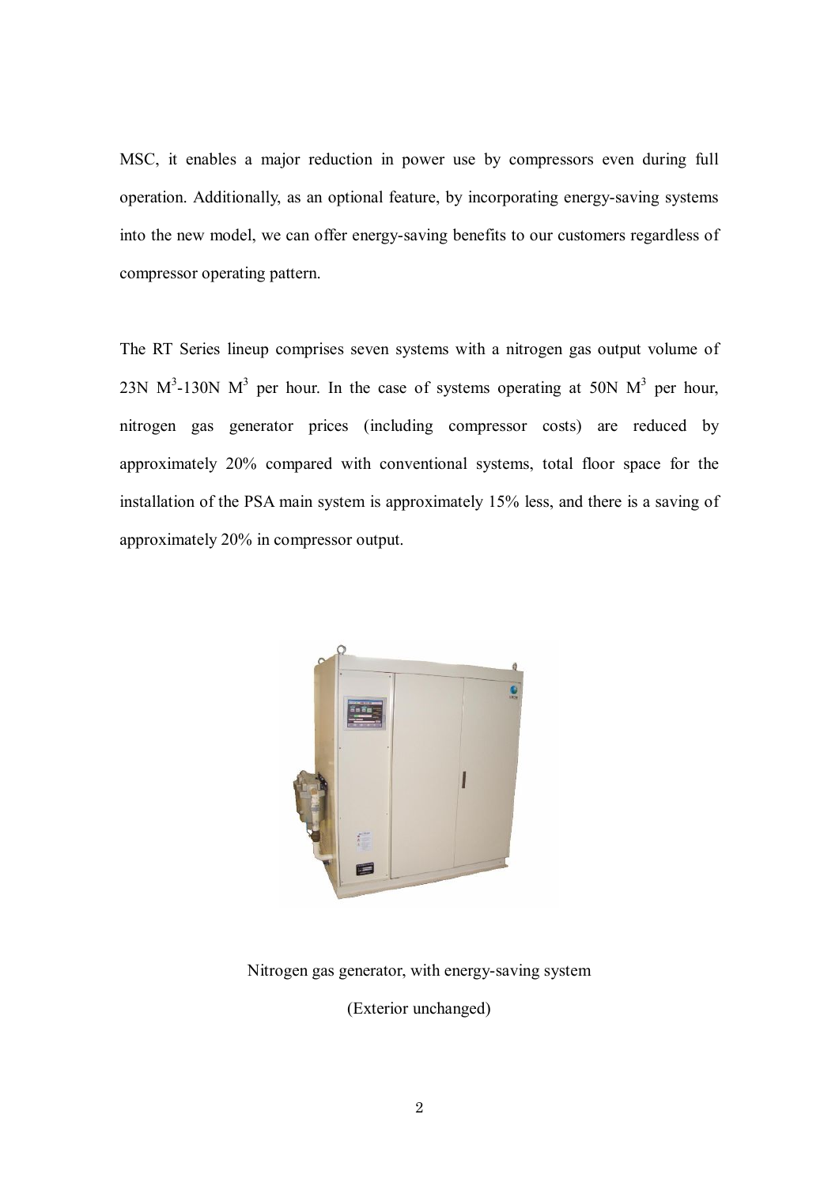MSC, it enables a major reduction in power use by compressors even during full operation. Additionally, as an optional feature, by incorporating energy-saving systems into the new model, we can offer energy-saving benefits to our customers regardless of compressor operating pattern.

The RT Series lineup comprises seven systems with a nitrogen gas output volume of 23N $M^3$-130N $M^3$ per hour. In the case of systems operating at 50N $M^3$ per hour, nitrogen gas generator prices (including compressor costs) are reduced by approximately 20% compared with conventional systems, total floor space for the installation of the PSA main system is approximately 15% less, and there is a saving of approximately 20% in compressor output.

Nitrogen gas generator, with energy-saving system

(Exterior unchanged)